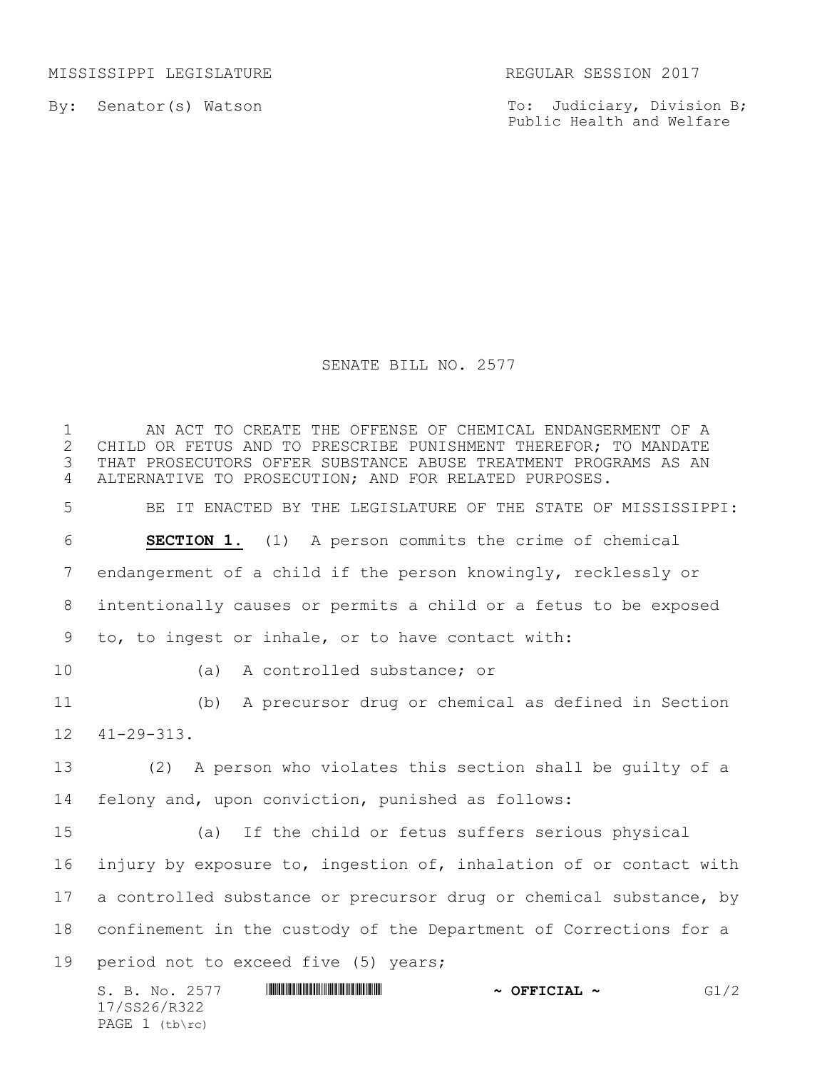MISSISSIPPI LEGISLATURE REGULAR SESSION 2017

By: Senator(s) Watson

To: Judiciary, Division B; Public Health and Welfare

# SENATE BILL NO. 2577

AN ACT TO CREATE THE OFFENSE OF CHEMICAL ENDANGERMENT OF A CHILD OR FETUS AND TO PRESCRIBE PUNISHMENT THEREFOR; TO MANDATE THAT PROSECUTORS OFFER SUBSTANCE ABUSE TREATMENT PROGRAMS AS AN ALTERNATIVE TO PROSECUTION; AND FOR RELATED PURPOSES.

BE IT ENACTED BY THE LEGISLATURE OF THE STATE OF MISSISSIPPI:

**SECTION 1.** (1) A person commits the crime of chemical endangerment of a child if the person knowingly, recklessly or intentionally causes or permits a child or a fetus to be exposed to, to ingest or inhale, or to have contact with:

(a) A controlled substance; or

(b) A precursor drug or chemical as defined in Section 41-29-313.

(2) A person who violates this section shall be guilty of a felony and, upon conviction, punished as follows:

(a) If the child or fetus suffers serious physical injury by exposure to, ingestion of, inhalation of or contact with a controlled substance or precursor drug or chemical substance, by confinement in the custody of the Department of Corrections for a period not to exceed five (5) years;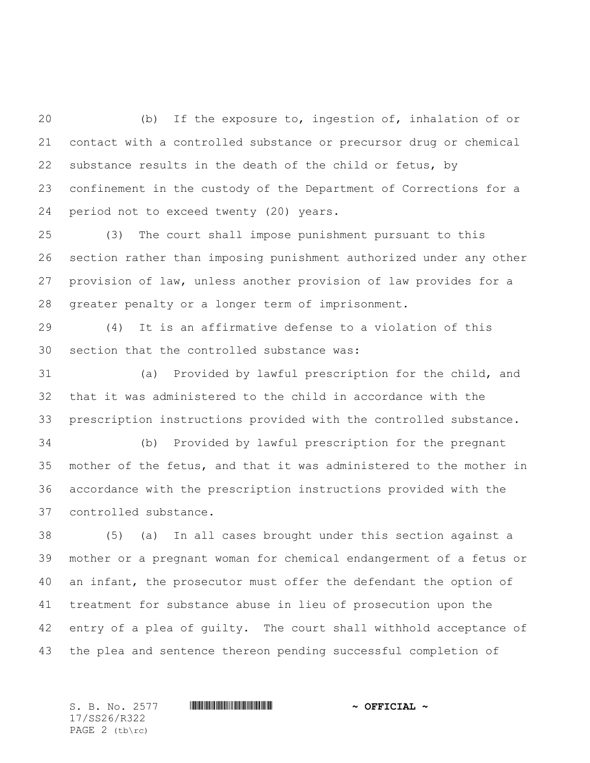(b) If the exposure to, ingestion of, inhalation of or contact with a controlled substance or precursor drug or chemical substance results in the death of the child or fetus, by confinement in the custody of the Department of Corrections for a period not to exceed twenty (20) years.

(3) The court shall impose punishment pursuant to this section rather than imposing punishment authorized under any other provision of law, unless another provision of law provides for a greater penalty or a longer term of imprisonment.

(4) It is an affirmative defense to a violation of this section that the controlled substance was:

(a) Provided by lawful prescription for the child, and that it was administered to the child in accordance with the prescription instructions provided with the controlled substance.

(b) Provided by lawful prescription for the pregnant mother of the fetus, and that it was administered to the mother in accordance with the prescription instructions provided with the controlled substance.

(5) (a) In all cases brought under this section against a mother or a pregnant woman for chemical endangerment of a fetus or an infant, the prosecutor must offer the defendant the option of treatment for substance abuse in lieu of prosecution upon the entry of a plea of guilty. The court shall withhold acceptance of the plea and sentence thereon pending successful completion of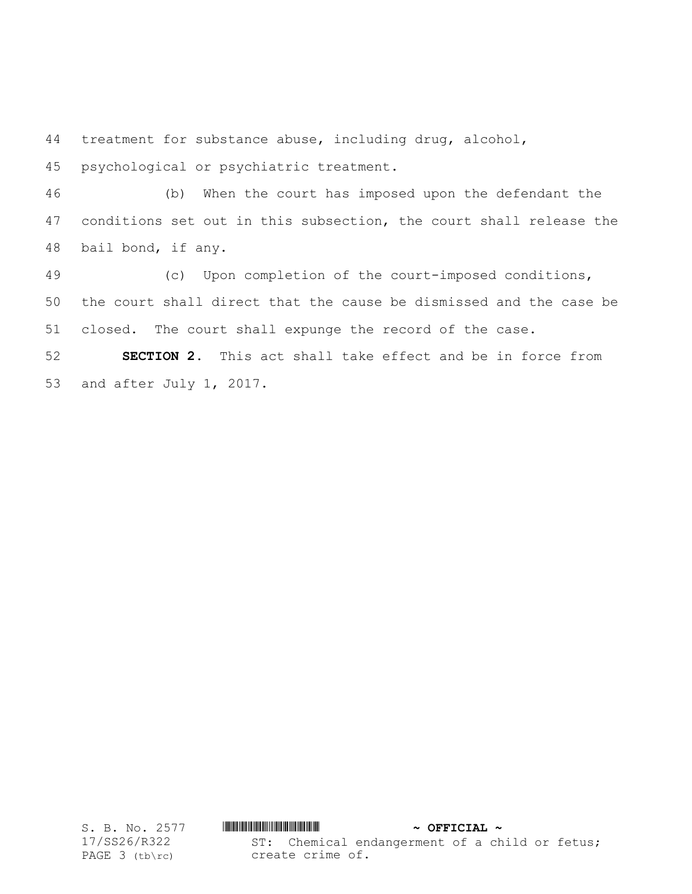treatment for substance abuse, including drug, alcohol, psychological or psychiatric treatment.

(b) When the court has imposed upon the defendant the conditions set out in this subsection, the court shall release the bail bond, if any.

(c) Upon completion of the court-imposed conditions, the court shall direct that the cause be dismissed and the case be closed. The court shall expunge the record of the case.

**SECTION 2.** This act shall take effect and be in force from and after July 1, 2017.